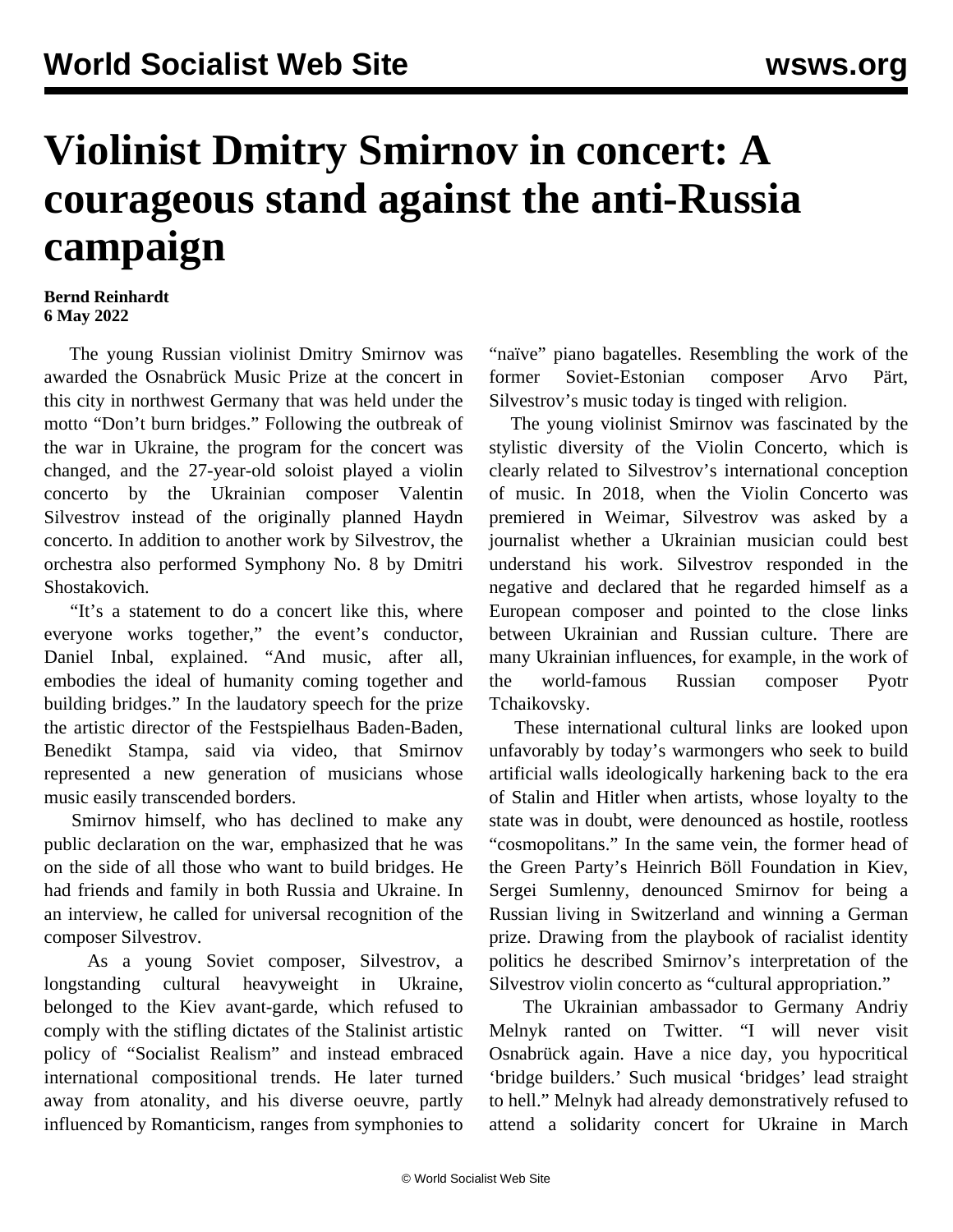# Violinist Dmitry Smirnov in concert: A courageous stand against the anti-Russia campaign

**Bernd Reinhardt**
**6 May 2022**

The young Russian violinist Dmitry Smirnov was awarded the Osnabrück Music Prize at the concert in this city in northwest Germany that was held under the motto "Don't burn bridges." Following the outbreak of the war in Ukraine, the program for the concert was changed, and the 27-year-old soloist played a violin concerto by the Ukrainian composer Valentin Silvestrov instead of the originally planned Haydn concerto. In addition to another work by Silvestrov, the orchestra also performed Symphony No. 8 by Dmitri Shostakovich.

"It's a statement to do a concert like this, where everyone works together," the event's conductor, Daniel Inbal, explained. "And music, after all, embodies the ideal of humanity coming together and building bridges." In the laudatory speech for the prize the artistic director of the Festspielhaus Baden-Baden, Benedikt Stampa, said via video, that Smirnov represented a new generation of musicians whose music easily transcended borders.

Smirnov himself, who has declined to make any public declaration on the war, emphasized that he was on the side of all those who want to build bridges. He had friends and family in both Russia and Ukraine. In an interview, he called for universal recognition of the composer Silvestrov.

As a young Soviet composer, Silvestrov, a longstanding cultural heavyweight in Ukraine, belonged to the Kiev avant-garde, which refused to comply with the stifling dictates of the Stalinist artistic policy of "Socialist Realism" and instead embraced international compositional trends. He later turned away from atonality, and his diverse oeuvre, partly influenced by Romanticism, ranges from symphonies to "naïve" piano bagatelles. Resembling the work of the former Soviet-Estonian composer Arvo Pärt, Silvestrov's music today is tinged with religion.

The young violinist Smirnov was fascinated by the stylistic diversity of the Violin Concerto, which is clearly related to Silvestrov's international conception of music. In 2018, when the Violin Concerto was premiered in Weimar, Silvestrov was asked by a journalist whether a Ukrainian musician could best understand his work. Silvestrov responded in the negative and declared that he regarded himself as a European composer and pointed to the close links between Ukrainian and Russian culture. There are many Ukrainian influences, for example, in the work of the world-famous Russian composer Pyotr Tchaikovsky.

These international cultural links are looked upon unfavorably by today's warmongers who seek to build artificial walls ideologically harkening back to the era of Stalin and Hitler when artists, whose loyalty to the state was in doubt, were denounced as hostile, rootless "cosmopolitans." In the same vein, the former head of the Green Party's Heinrich Böll Foundation in Kiev, Sergei Sumlenny, denounced Smirnov for being a Russian living in Switzerland and winning a German prize. Drawing from the playbook of racialist identity politics he described Smirnov's interpretation of the Silvestrov violin concerto as "cultural appropriation."

The Ukrainian ambassador to Germany Andriy Melnyk ranted on Twitter. "I will never visit Osnabrück again. Have a nice day, you hypocritical 'bridge builders.' Such musical 'bridges' lead straight to hell." Melnyk had already demonstratively refused to attend a solidarity concert for Ukraine in March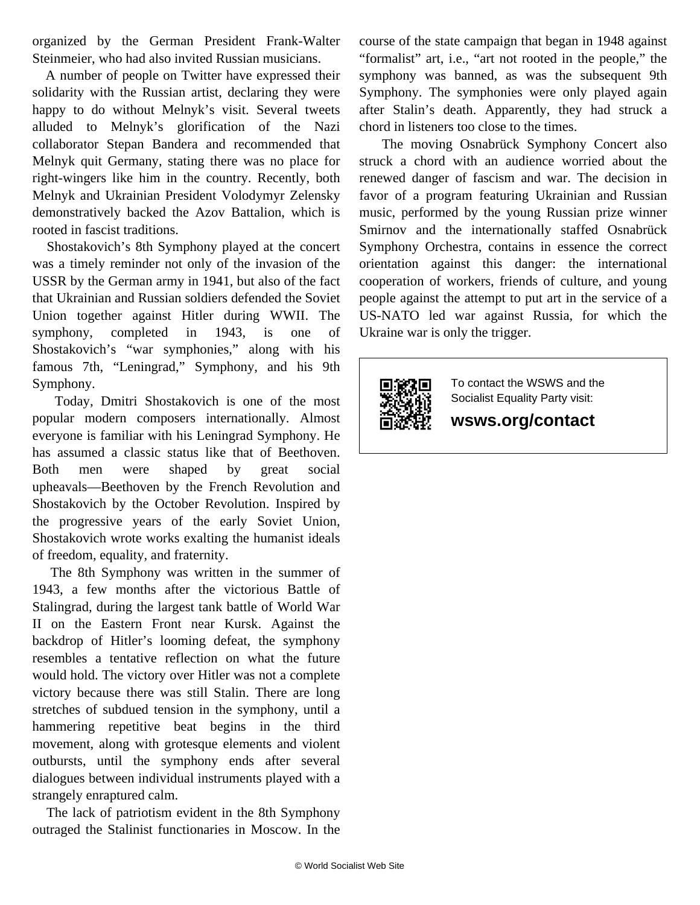organized by the German President Frank-Walter Steinmeier, who had also invited Russian musicians.

A number of people on Twitter have expressed their solidarity with the Russian artist, declaring they were happy to do without Melnyk's visit. Several tweets alluded to Melnyk's glorification of the Nazi collaborator Stepan Bandera and recommended that Melnyk quit Germany, stating there was no place for right-wingers like him in the country. Recently, both Melnyk and Ukrainian President Volodymyr Zelensky demonstratively backed the Azov Battalion, which is rooted in fascist traditions.

Shostakovich's 8th Symphony played at the concert was a timely reminder not only of the invasion of the USSR by the German army in 1941, but also of the fact that Ukrainian and Russian soldiers defended the Soviet Union together against Hitler during WWII. The symphony, completed in 1943, is one of Shostakovich's "war symphonies," along with his famous 7th, "Leningrad," Symphony, and his 9th Symphony.

Today, Dmitri Shostakovich is one of the most popular modern composers internationally. Almost everyone is familiar with his Leningrad Symphony. He has assumed a classic status like that of Beethoven. Both men were shaped by great social upheavals—Beethoven by the French Revolution and Shostakovich by the October Revolution. Inspired by the progressive years of the early Soviet Union, Shostakovich wrote works exalting the humanist ideals of freedom, equality, and fraternity.

The 8th Symphony was written in the summer of 1943, a few months after the victorious Battle of Stalingrad, during the largest tank battle of World War II on the Eastern Front near Kursk. Against the backdrop of Hitler's looming defeat, the symphony resembles a tentative reflection on what the future would hold. The victory over Hitler was not a complete victory because there was still Stalin. There are long stretches of subdued tension in the symphony, until a hammering repetitive beat begins in the third movement, along with grotesque elements and violent outbursts, until the symphony ends after several dialogues between individual instruments played with a strangely enraptured calm.

The lack of patriotism evident in the 8th Symphony outraged the Stalinist functionaries in Moscow. In the course of the state campaign that began in 1948 against "formalist" art, i.e., "art not rooted in the people," the symphony was banned, as was the subsequent 9th Symphony. The symphonies were only played again after Stalin's death. Apparently, they had struck a chord in listeners too close to the times.

The moving Osnabrück Symphony Concert also struck a chord with an audience worried about the renewed danger of fascism and war. The decision in favor of a program featuring Ukrainian and Russian music, performed by the young Russian prize winner Smirnov and the internationally staffed Osnabrück Symphony Orchestra, contains in essence the correct orientation against this danger: the international cooperation of workers, friends of culture, and young people against the attempt to put art in the service of a US-NATO led war against Russia, for which the Ukraine war is only the trigger.

To contact the WSWS and the Socialist Equality Party visit:

**wsws.org/contact**